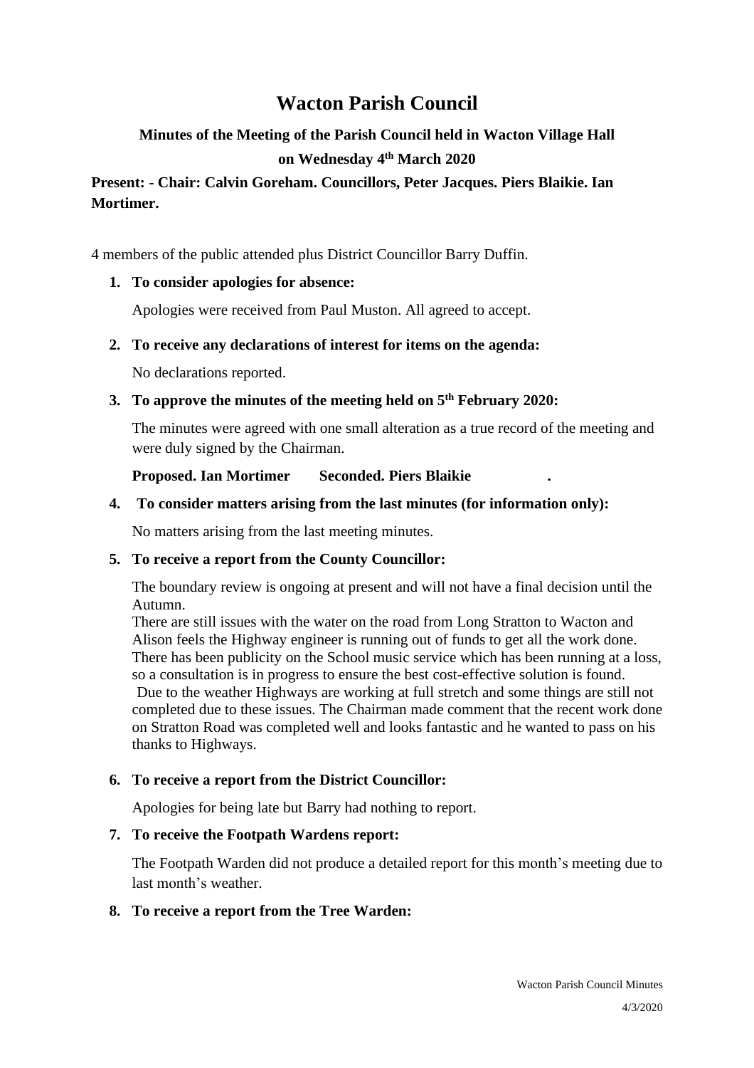# Wacton Parish Council

## Minutes of the Meeting of the Parish Council held in Wacton Village Hall on Wednesday 4th March 2020

**Present: - Chair: Calvin Goreham. Councillors, Peter Jacques. Piers Blaikie. Ian Mortimer.**

4 members of the public attended plus District Councillor Barry Duffin.

1. **To consider apologies for absence:**

   Apologies were received from Paul Muston. All agreed to accept.

2. **To receive any declarations of interest for items on the agenda:**

   No declarations reported.

3. **To approve the minutes of the meeting held on 5th February 2020:**

   The minutes were agreed with one small alteration as a true record of the meeting and were duly signed by the Chairman.

   **Proposed. Ian Mortimer Seconded. Piers Blaikie .**

4. **To consider matters arising from the last minutes (for information only):**

   No matters arising from the last meeting minutes.

5. **To receive a report from the County Councillor:**

   The boundary review is ongoing at present and will not have a final decision until the Autumn.
   There are still issues with the water on the road from Long Stratton to Wacton and Alison feels the Highway engineer is running out of funds to get all the work done.
   There has been publicity on the School music service which has been running at a loss, so a consultation is in progress to ensure the best cost-effective solution is found.
   Due to the weather Highways are working at full stretch and some things are still not completed due to these issues. The Chairman made comment that the recent work done on Stratton Road was completed well and looks fantastic and he wanted to pass on his thanks to Highways.

6. **To receive a report from the District Councillor:**

   Apologies for being late but Barry had nothing to report.

7. **To receive the Footpath Wardens report:**

   The Footpath Warden did not produce a detailed report for this month's meeting due to last month's weather.

8. **To receive a report from the Tree Warden:**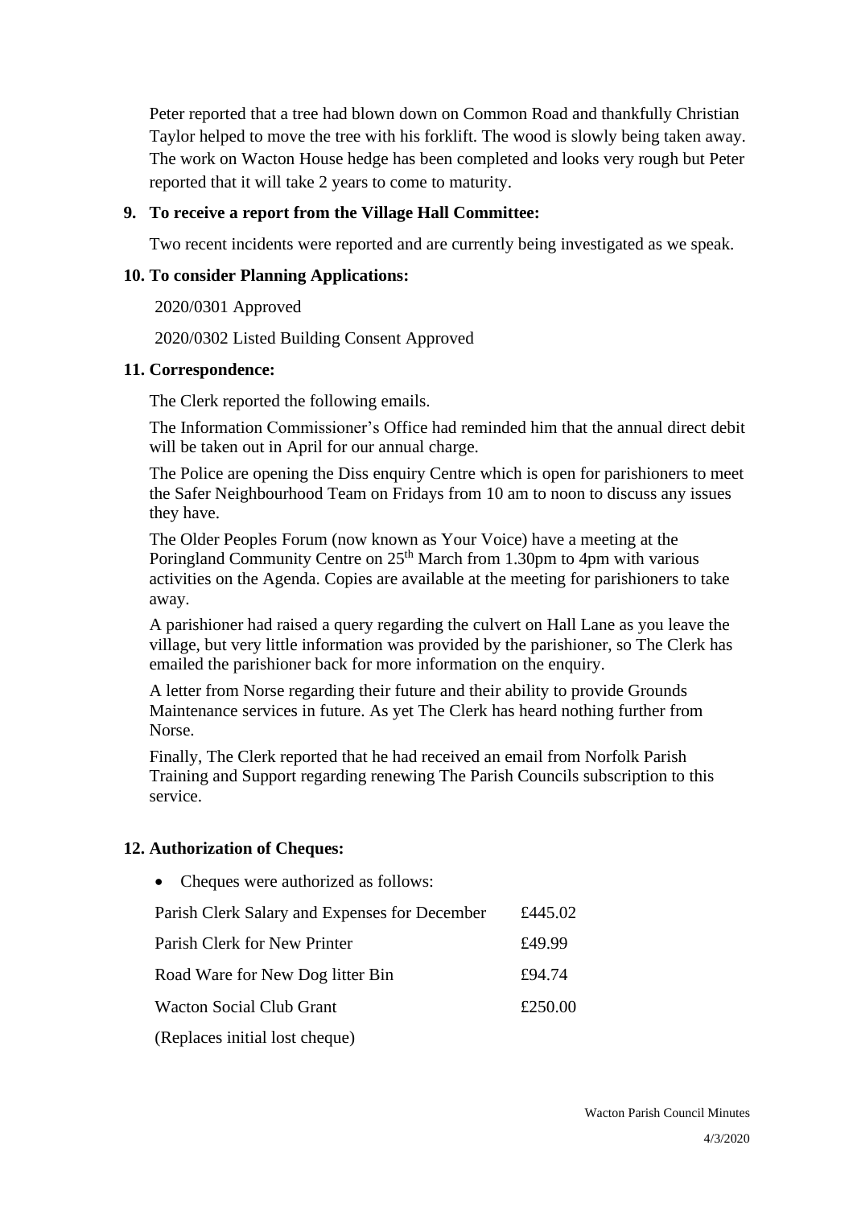Peter reported that a tree had blown down on Common Road and thankfully Christian Taylor helped to move the tree with his forklift. The wood is slowly being taken away. The work on Wacton House hedge has been completed and looks very rough but Peter reported that it will take 2 years to come to maturity.

**9. To receive a report from the Village Hall Committee:**

Two recent incidents were reported and are currently being investigated as we speak.

**10. To consider Planning Applications:**

2020/0301 Approved

2020/0302 Listed Building Consent Approved

**11. Correspondence:**

The Clerk reported the following emails.

The Information Commissioner's Office had reminded him that the annual direct debit will be taken out in April for our annual charge.

The Police are opening the Diss enquiry Centre which is open for parishioners to meet the Safer Neighbourhood Team on Fridays from 10 am to noon to discuss any issues they have.

The Older Peoples Forum (now known as Your Voice) have a meeting at the Poringland Community Centre on 25th March from 1.30pm to 4pm with various activities on the Agenda. Copies are available at the meeting for parishioners to take away.

A parishioner had raised a query regarding the culvert on Hall Lane as you leave the village, but very little information was provided by the parishioner, so The Clerk has emailed the parishioner back for more information on the enquiry.

A letter from Norse regarding their future and their ability to provide Grounds Maintenance services in future. As yet The Clerk has heard nothing further from Norse.

Finally, The Clerk reported that he had received an email from Norfolk Parish Training and Support regarding renewing The Parish Councils subscription to this service.

**12. Authorization of Cheques:**

- Cheques were authorized as follows:

| | |
|---|---|
| Parish Clerk Salary and Expenses for December | £445.02 |
| Parish Clerk for New Printer | £49.99 |
| Road Ware for New Dog litter Bin | £94.74 |
| Wacton Social Club Grant | £250.00 |
| (Replaces initial lost cheque) | |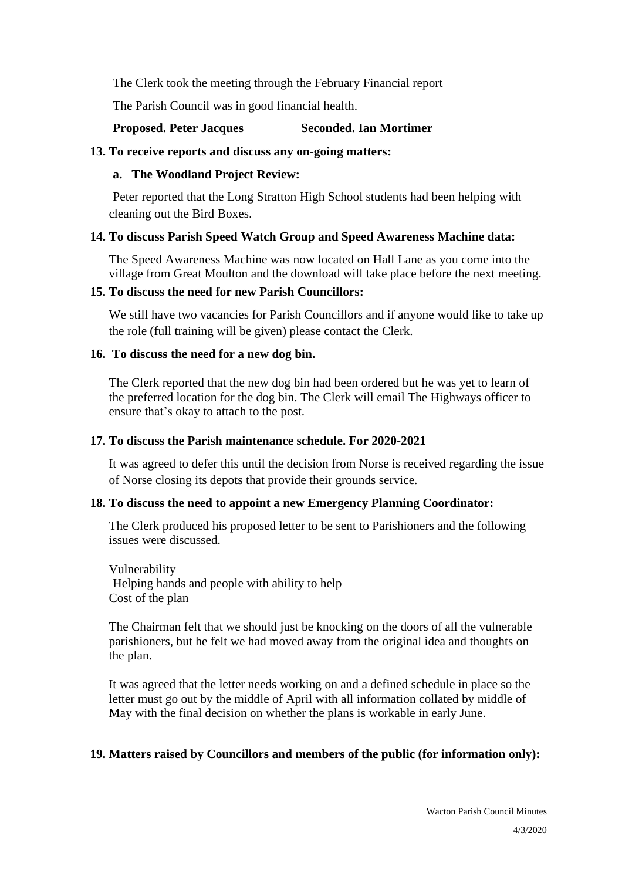The Clerk took the meeting through the February Financial report

The Parish Council was in good financial health.

**Proposed. Peter Jacques Seconded. Ian Mortimer**

**13. To receive reports and discuss any on-going matters:**

**a. The Woodland Project Review:**

Peter reported that the Long Stratton High School students had been helping with cleaning out the Bird Boxes.

**14. To discuss Parish Speed Watch Group and Speed Awareness Machine data:**

The Speed Awareness Machine was now located on Hall Lane as you come into the village from Great Moulton and the download will take place before the next meeting.

**15. To discuss the need for new Parish Councillors:**

We still have two vacancies for Parish Councillors and if anyone would like to take up the role (full training will be given) please contact the Clerk.

**16. To discuss the need for a new dog bin.**

The Clerk reported that the new dog bin had been ordered but he was yet to learn of the preferred location for the dog bin. The Clerk will email The Highways officer to ensure that's okay to attach to the post.

**17. To discuss the Parish maintenance schedule. For 2020-2021**

It was agreed to defer this until the decision from Norse is received regarding the issue of Norse closing its depots that provide their grounds service.

**18. To discuss the need to appoint a new Emergency Planning Coordinator:**

The Clerk produced his proposed letter to be sent to Parishioners and the following issues were discussed.

Vulnerability
Helping hands and people with ability to help
Cost of the plan

The Chairman felt that we should just be knocking on the doors of all the vulnerable parishioners, but he felt we had moved away from the original idea and thoughts on the plan.

It was agreed that the letter needs working on and a defined schedule in place so the letter must go out by the middle of April with all information collated by middle of May with the final decision on whether the plans is workable in early June.

**19. Matters raised by Councillors and members of the public (for information only):**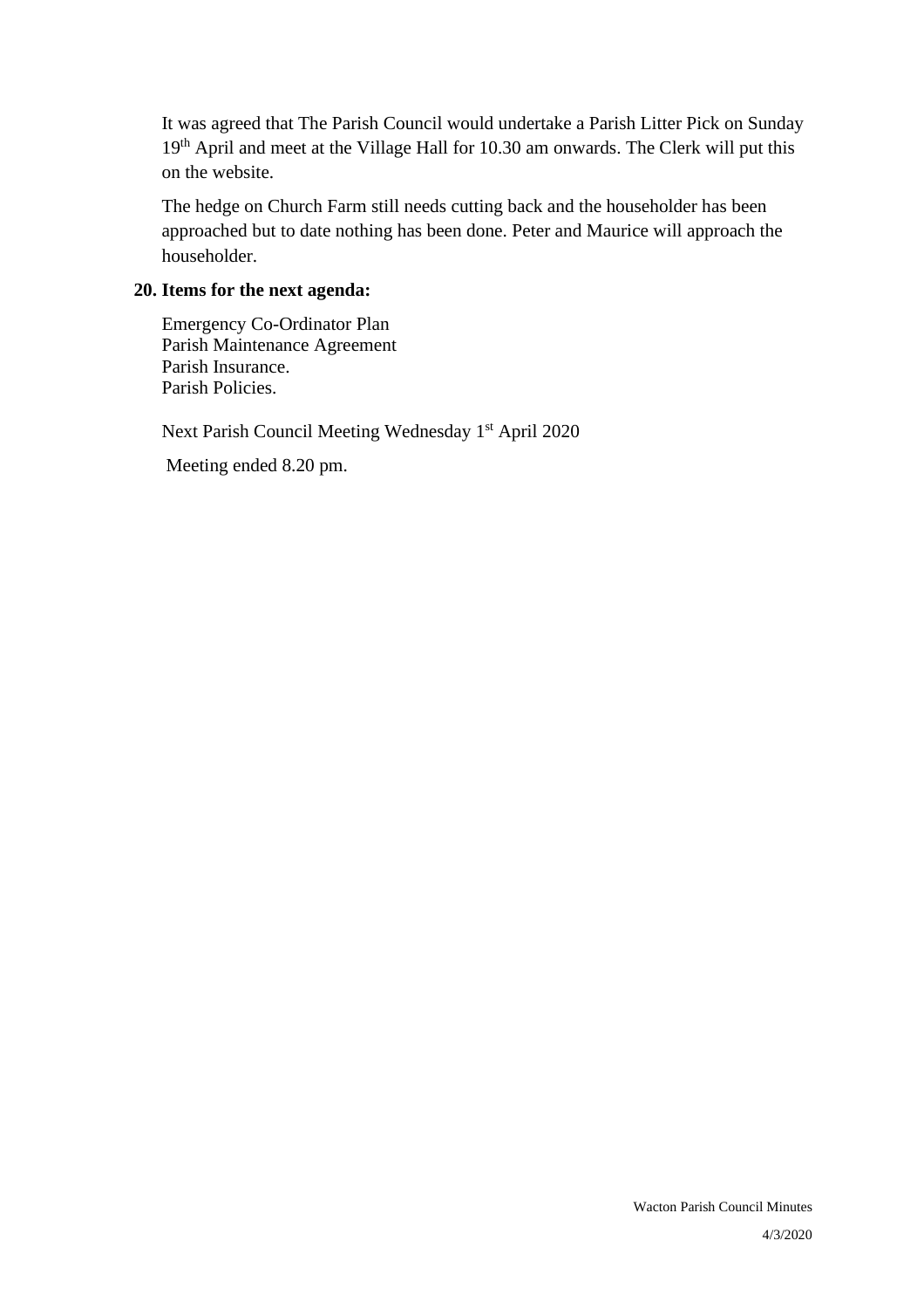It was agreed that The Parish Council would undertake a Parish Litter Pick on Sunday 19th April and meet at the Village Hall for 10.30 am onwards. The Clerk will put this on the website.

The hedge on Church Farm still needs cutting back and the householder has been approached but to date nothing has been done. Peter and Maurice will approach the householder.

**20. Items for the next agenda:**

Emergency Co-Ordinator Plan
Parish Maintenance Agreement
Parish Insurance.
Parish Policies.

Next Parish Council Meeting Wednesday 1st April 2020

Meeting ended 8.20 pm.